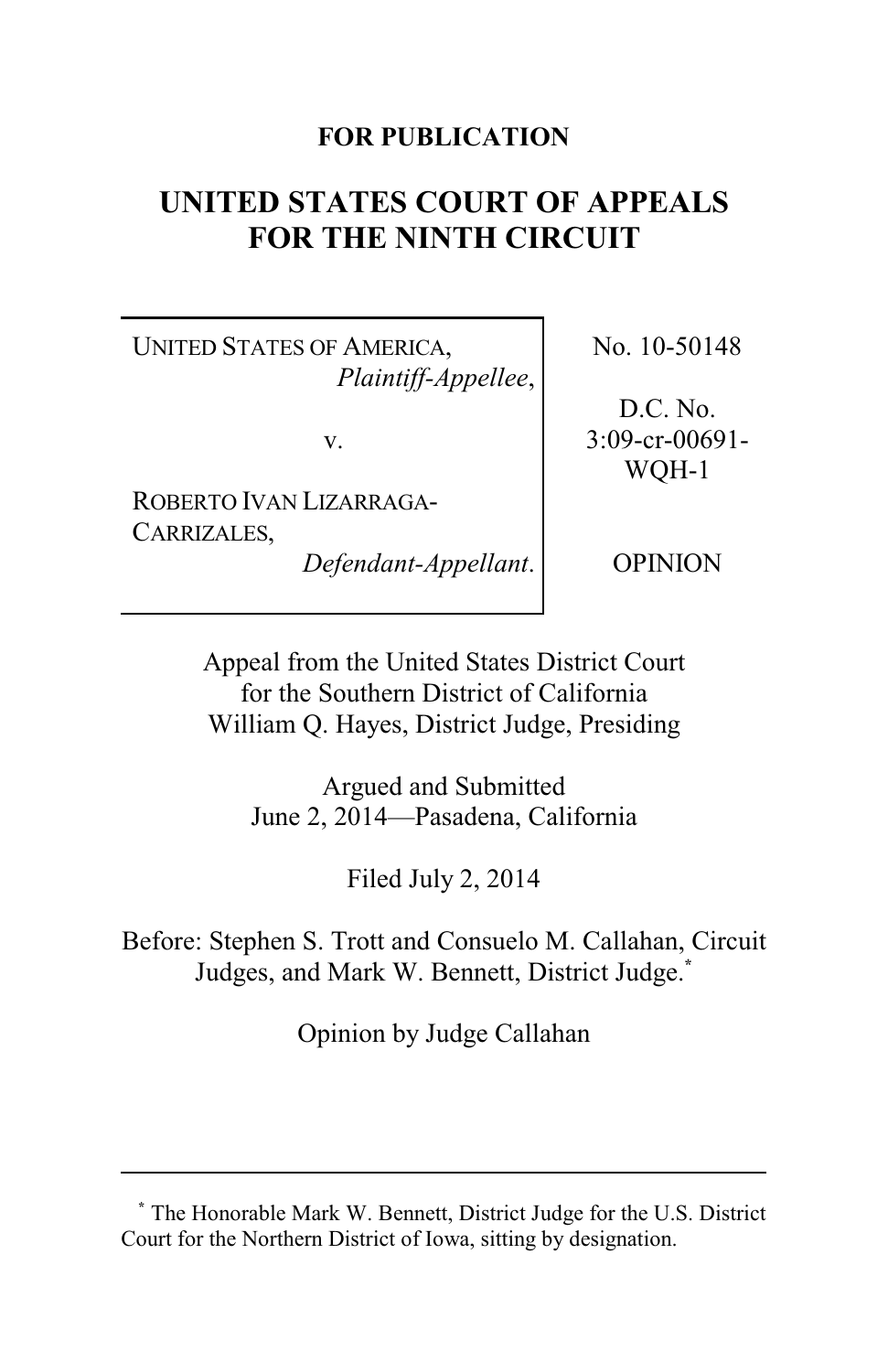**FOR PUBLICATION**

# UNITED STATES COURT OF APPEALS FOR THE NINTH CIRCUIT

| | |
|---|---|
| UNITED STATES OF AMERICA, *Plaintiff-Appellee*,<br><br>v.<br><br>ROBERTO IVAN LIZARRAGA-CARRIZALES, *Defendant-Appellant*. | No. 10-50148<br><br>D.C. No. 3:09-cr-00691-WQH-1<br><br>OPINION |

Appeal from the United States District Court for the Southern District of California
William Q. Hayes, District Judge, Presiding

Argued and Submitted
June 2, 2014—Pasadena, California

Filed July 2, 2014

Before: Stephen S. Trott and Consuelo M. Callahan, Circuit Judges, and Mark W. Bennett, District Judge.*

Opinion by Judge Callahan

---

* The Honorable Mark W. Bennett, District Judge for the U.S. District Court for the Northern District of Iowa, sitting by designation.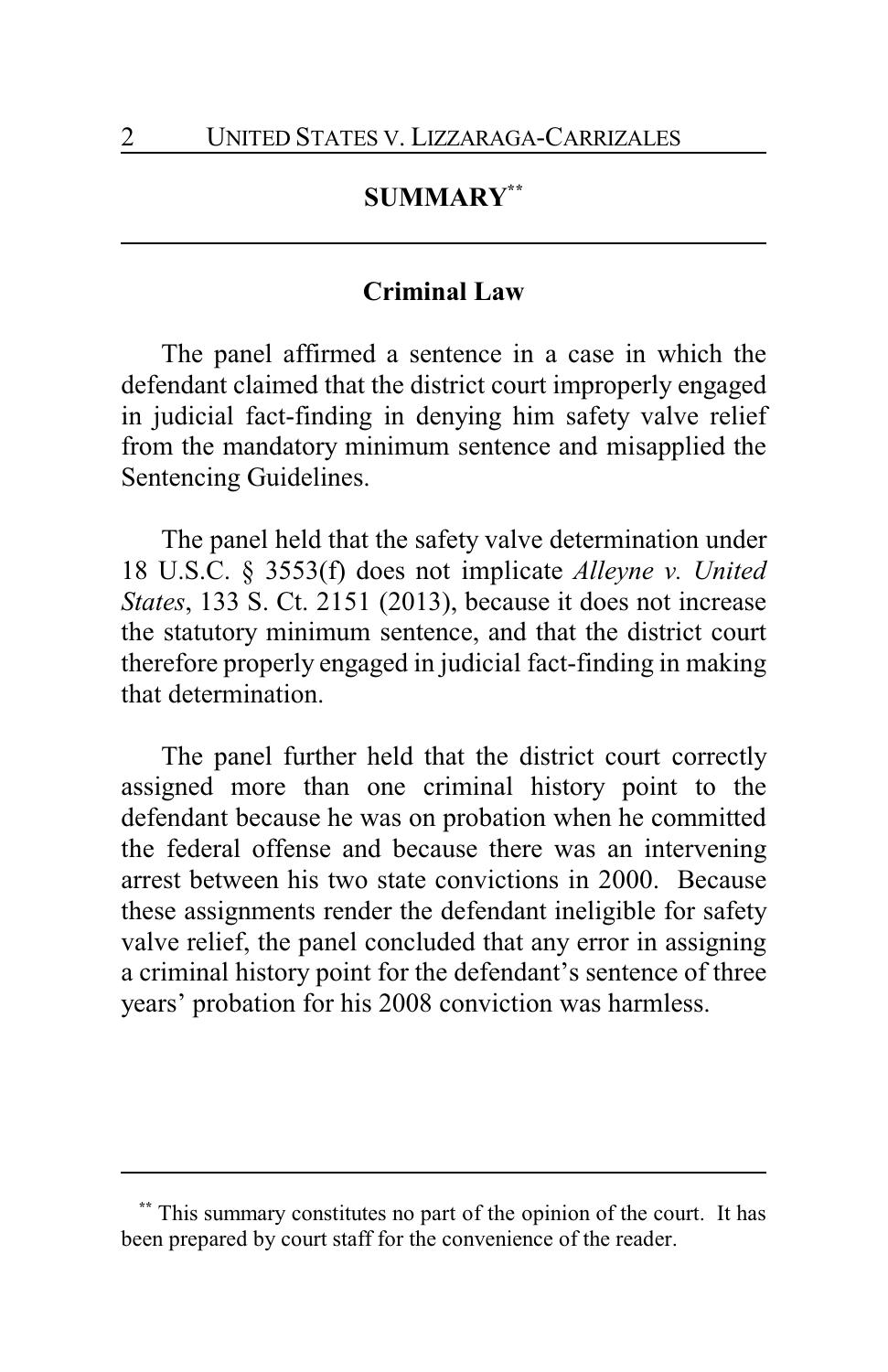## SUMMARY[**]

### Criminal Law

The panel affirmed a sentence in a case in which the defendant claimed that the district court improperly engaged in judicial fact-finding in denying him safety valve relief from the mandatory minimum sentence and misapplied the Sentencing Guidelines.

The panel held that the safety valve determination under 18 U.S.C. § 3553(f) does not implicate *Alleyne v. United States*, 133 S. Ct. 2151 (2013), because it does not increase the statutory minimum sentence, and that the district court therefore properly engaged in judicial fact-finding in making that determination.

The panel further held that the district court correctly assigned more than one criminal history point to the defendant because he was on probation when he committed the federal offense and because there was an intervening arrest between his two state convictions in 2000. Because these assignments render the defendant ineligible for safety valve relief, the panel concluded that any error in assigning a criminal history point for the defendant's sentence of three years' probation for his 2008 conviction was harmless.

---

[**] This summary constitutes no part of the opinion of the court. It has been prepared by court staff for the convenience of the reader.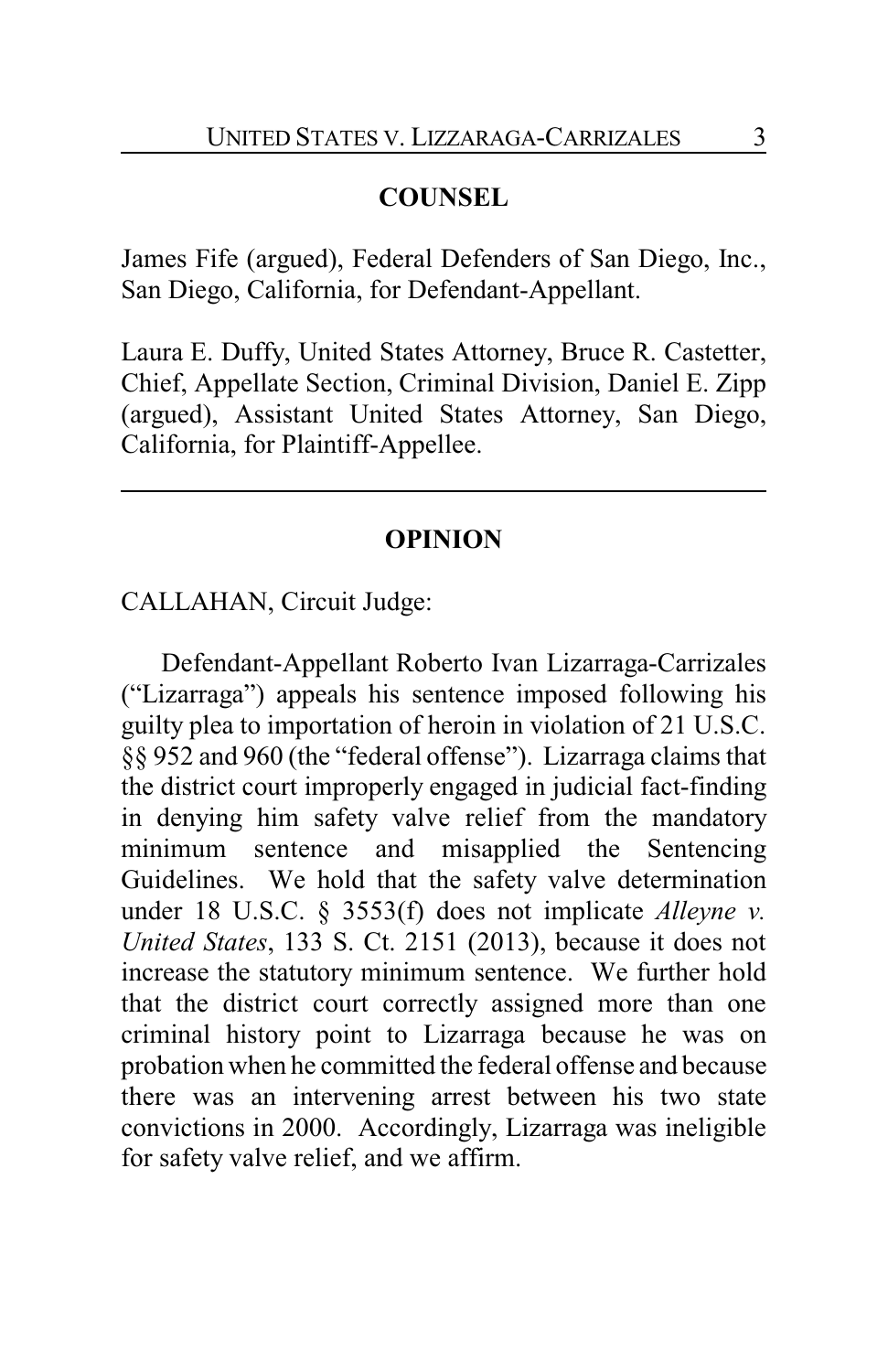## COUNSEL

James Fife (argued), Federal Defenders of San Diego, Inc., San Diego, California, for Defendant-Appellant.

Laura E. Duffy, United States Attorney, Bruce R. Castetter, Chief, Appellate Section, Criminal Division, Daniel E. Zipp (argued), Assistant United States Attorney, San Diego, California, for Plaintiff-Appellee.

---

## OPINION

CALLAHAN, Circuit Judge:

Defendant-Appellant Roberto Ivan Lizarraga-Carrizales ("Lizarraga") appeals his sentence imposed following his guilty plea to importation of heroin in violation of 21 U.S.C. §§ 952 and 960 (the "federal offense"). Lizarraga claims that the district court improperly engaged in judicial fact-finding in denying him safety valve relief from the mandatory minimum sentence and misapplied the Sentencing Guidelines. We hold that the safety valve determination under 18 U.S.C. § 3553(f) does not implicate *Alleyne v. United States*, 133 S. Ct. 2151 (2013), because it does not increase the statutory minimum sentence. We further hold that the district court correctly assigned more than one criminal history point to Lizarraga because he was on probation when he committed the federal offense and because there was an intervening arrest between his two state convictions in 2000. Accordingly, Lizarraga was ineligible for safety valve relief, and we affirm.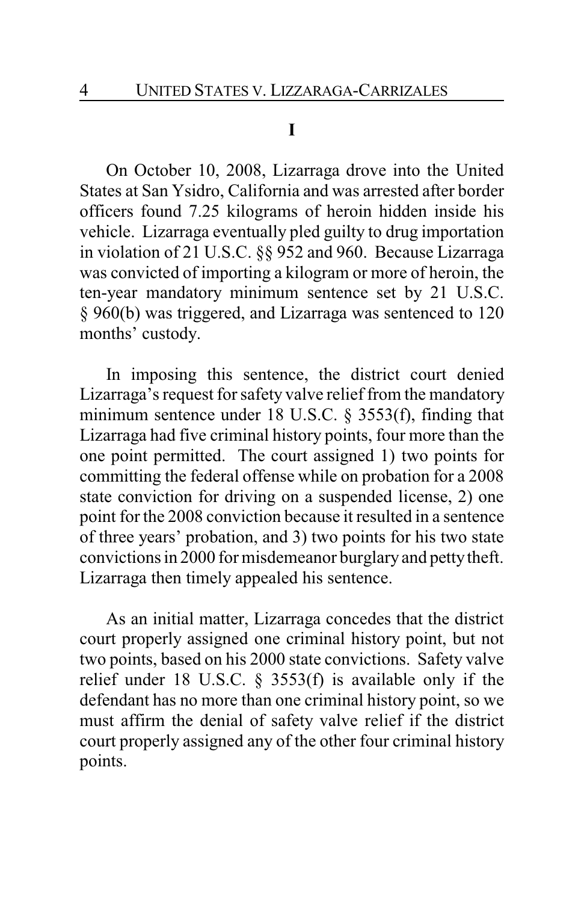# I

On October 10, 2008, Lizarraga drove into the United States at San Ysidro, California and was arrested after border officers found 7.25 kilograms of heroin hidden inside his vehicle. Lizarraga eventually pled guilty to drug importation in violation of 21 U.S.C. §§ 952 and 960. Because Lizarraga was convicted of importing a kilogram or more of heroin, the ten-year mandatory minimum sentence set by 21 U.S.C. § 960(b) was triggered, and Lizarraga was sentenced to 120 months' custody.

In imposing this sentence, the district court denied Lizarraga's request for safety valve relief from the mandatory minimum sentence under 18 U.S.C. § 3553(f), finding that Lizarraga had five criminal history points, four more than the one point permitted. The court assigned 1) two points for committing the federal offense while on probation for a 2008 state conviction for driving on a suspended license, 2) one point for the 2008 conviction because it resulted in a sentence of three years' probation, and 3) two points for his two state convictions in 2000 for misdemeanor burglary and petty theft. Lizarraga then timely appealed his sentence.

As an initial matter, Lizarraga concedes that the district court properly assigned one criminal history point, but not two points, based on his 2000 state convictions. Safety valve relief under 18 U.S.C. § 3553(f) is available only if the defendant has no more than one criminal history point, so we must affirm the denial of safety valve relief if the district court properly assigned any of the other four criminal history points.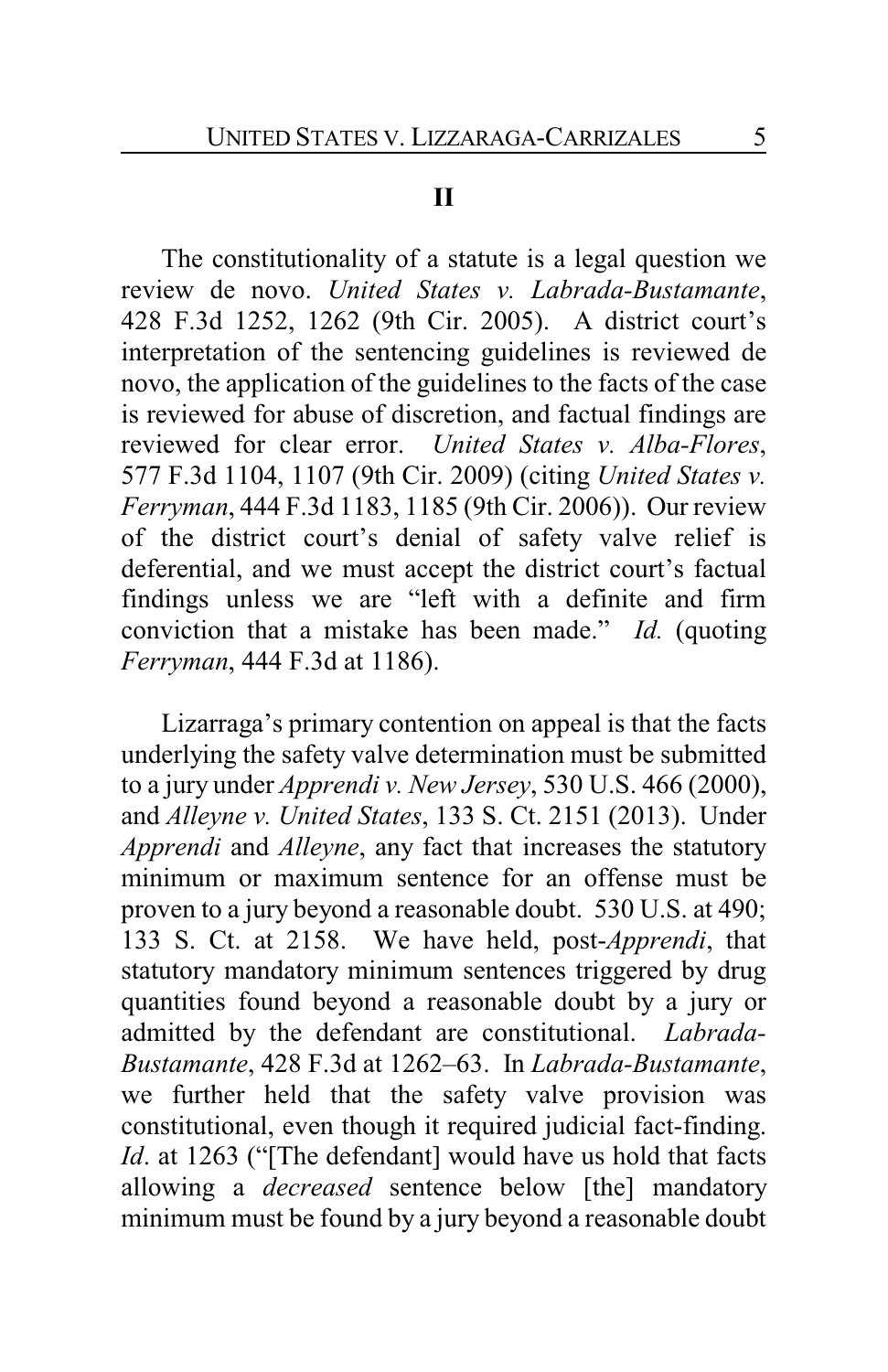## II

The constitutionality of a statute is a legal question we review de novo. *United States v. Labrada-Bustamante*, 428 F.3d 1252, 1262 (9th Cir. 2005). A district court's interpretation of the sentencing guidelines is reviewed de novo, the application of the guidelines to the facts of the case is reviewed for abuse of discretion, and factual findings are reviewed for clear error. *United States v. Alba-Flores*, 577 F.3d 1104, 1107 (9th Cir. 2009) (citing *United States v. Ferryman*, 444 F.3d 1183, 1185 (9th Cir. 2006)). Our review of the district court's denial of safety valve relief is deferential, and we must accept the district court's factual findings unless we are "left with a definite and firm conviction that a mistake has been made." *Id.* (quoting *Ferryman*, 444 F.3d at 1186).

Lizarraga's primary contention on appeal is that the facts underlying the safety valve determination must be submitted to a jury under *Apprendi v. New Jersey*, 530 U.S. 466 (2000), and *Alleyne v. United States*, 133 S. Ct. 2151 (2013). Under *Apprendi* and *Alleyne*, any fact that increases the statutory minimum or maximum sentence for an offense must be proven to a jury beyond a reasonable doubt. 530 U.S. at 490; 133 S. Ct. at 2158. We have held, post-*Apprendi*, that statutory mandatory minimum sentences triggered by drug quantities found beyond a reasonable doubt by a jury or admitted by the defendant are constitutional. *Labrada-Bustamante*, 428 F.3d at 1262–63. In *Labrada-Bustamante*, we further held that the safety valve provision was constitutional, even though it required judicial fact-finding. *Id*. at 1263 ("[The defendant] would have us hold that facts allowing a *decreased* sentence below [the] mandatory minimum must be found by a jury beyond a reasonable doubt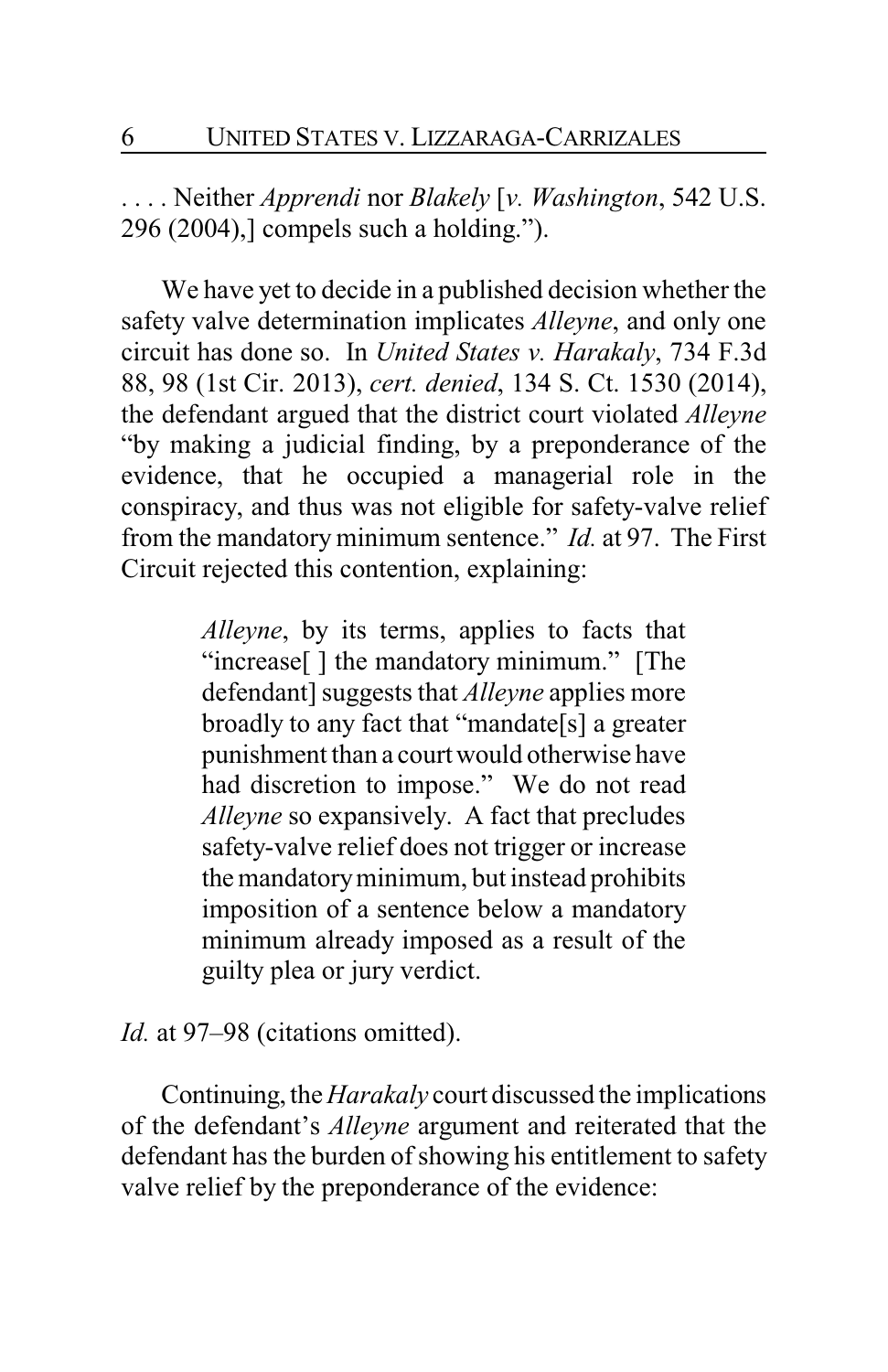. . . . Neither *Apprendi* nor *Blakely* [*v. Washington*, 542 U.S. 296 (2004),] compels such a holding.").

We have yet to decide in a published decision whether the safety valve determination implicates *Alleyne*, and only one circuit has done so. In *United States v. Harakaly*, 734 F.3d 88, 98 (1st Cir. 2013), *cert. denied*, 134 S. Ct. 1530 (2014), the defendant argued that the district court violated *Alleyne* "by making a judicial finding, by a preponderance of the evidence, that he occupied a managerial role in the conspiracy, and thus was not eligible for safety-valve relief from the mandatory minimum sentence." *Id.* at 97. The First Circuit rejected this contention, explaining:

> *Alleyne*, by its terms, applies to facts that "increase[ ] the mandatory minimum." [The defendant] suggests that *Alleyne* applies more broadly to any fact that "mandate[s] a greater punishment than a court would otherwise have had discretion to impose." We do not read *Alleyne* so expansively. A fact that precludes safety-valve relief does not trigger or increase the mandatory minimum, but instead prohibits imposition of a sentence below a mandatory minimum already imposed as a result of the guilty plea or jury verdict.

*Id.* at 97–98 (citations omitted).

Continuing, the *Harakaly* court discussed the implications of the defendant's *Alleyne* argument and reiterated that the defendant has the burden of showing his entitlement to safety valve relief by the preponderance of the evidence: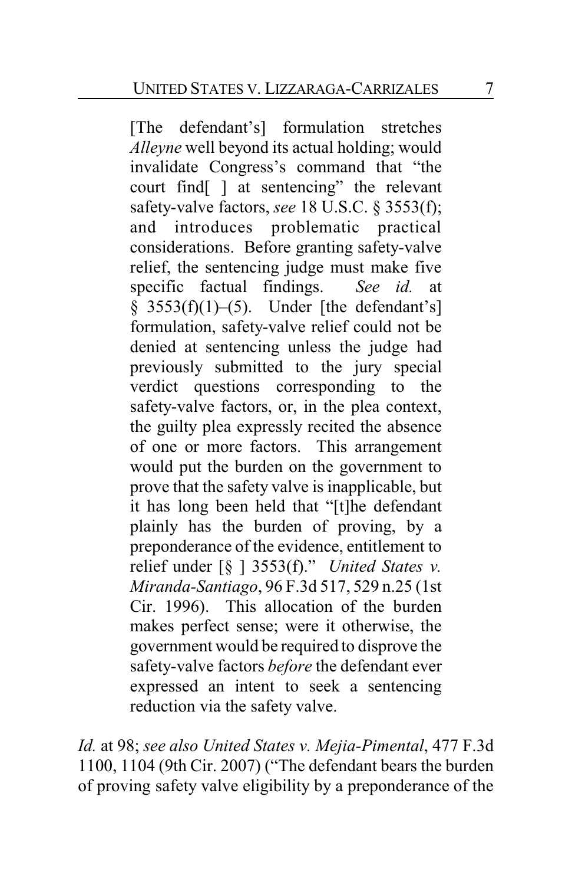> [The defendant's] formulation stretches *Alleyne* well beyond its actual holding; would invalidate Congress's command that "the court find[ ] at sentencing" the relevant safety-valve factors, *see* 18 U.S.C. § 3553(f); and introduces problematic practical considerations. Before granting safety-valve relief, the sentencing judge must make five specific factual findings. *See id.* at § 3553(f)(1)–(5). Under [the defendant's] formulation, safety-valve relief could not be denied at sentencing unless the judge had previously submitted to the jury special verdict questions corresponding to the safety-valve factors, or, in the plea context, the guilty plea expressly recited the absence of one or more factors. This arrangement would put the burden on the government to prove that the safety valve is inapplicable, but it has long been held that "[t]he defendant plainly has the burden of proving, by a preponderance of the evidence, entitlement to relief under [§ ] 3553(f)." *United States v. Miranda-Santiago*, 96 F.3d 517, 529 n.25 (1st Cir. 1996). This allocation of the burden makes perfect sense; were it otherwise, the government would be required to disprove the safety-valve factors *before* the defendant ever expressed an intent to seek a sentencing reduction via the safety valve.

*Id.* at 98; *see also United States v. Mejia-Pimental*, 477 F.3d 1100, 1104 (9th Cir. 2007) ("The defendant bears the burden of proving safety valve eligibility by a preponderance of the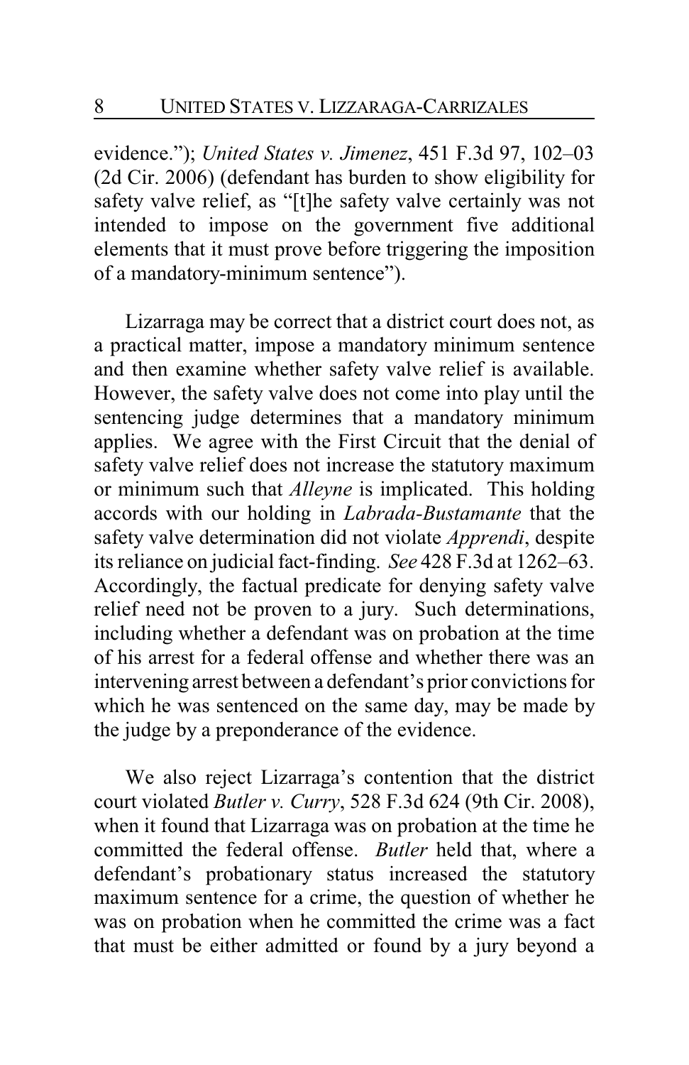evidence."); *United States v. Jimenez*, 451 F.3d 97, 102–03 (2d Cir. 2006) (defendant has burden to show eligibility for safety valve relief, as "[t]he safety valve certainly was not intended to impose on the government five additional elements that it must prove before triggering the imposition of a mandatory-minimum sentence").

Lizarraga may be correct that a district court does not, as a practical matter, impose a mandatory minimum sentence and then examine whether safety valve relief is available. However, the safety valve does not come into play until the sentencing judge determines that a mandatory minimum applies. We agree with the First Circuit that the denial of safety valve relief does not increase the statutory maximum or minimum such that *Alleyne* is implicated. This holding accords with our holding in *Labrada-Bustamante* that the safety valve determination did not violate *Apprendi*, despite its reliance on judicial fact-finding. *See* 428 F.3d at 1262–63. Accordingly, the factual predicate for denying safety valve relief need not be proven to a jury. Such determinations, including whether a defendant was on probation at the time of his arrest for a federal offense and whether there was an intervening arrest between a defendant's prior convictions for which he was sentenced on the same day, may be made by the judge by a preponderance of the evidence.

We also reject Lizarraga's contention that the district court violated *Butler v. Curry*, 528 F.3d 624 (9th Cir. 2008), when it found that Lizarraga was on probation at the time he committed the federal offense. *Butler* held that, where a defendant's probationary status increased the statutory maximum sentence for a crime, the question of whether he was on probation when he committed the crime was a fact that must be either admitted or found by a jury beyond a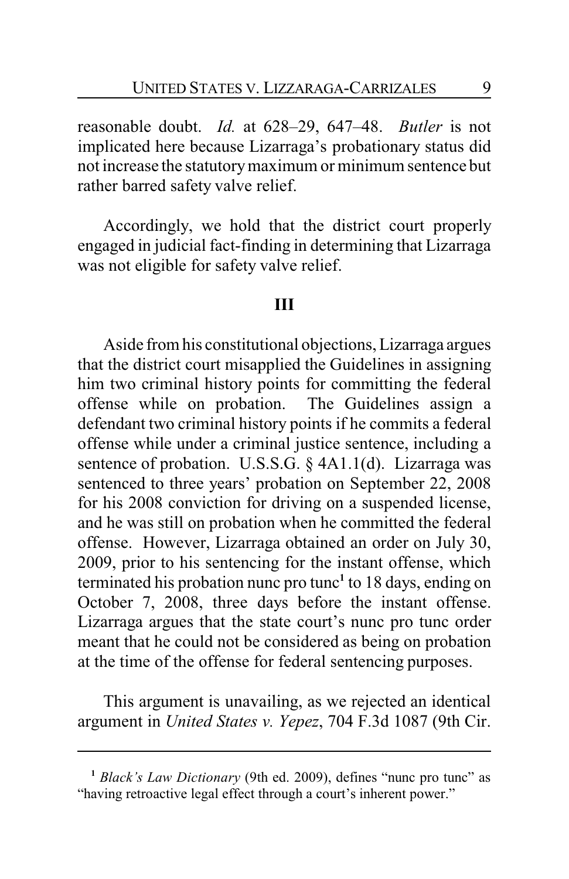reasonable doubt. *Id.* at 628–29, 647–48. *Butler* is not implicated here because Lizarraga's probationary status did not increase the statutory maximum or minimum sentence but rather barred safety valve relief.

Accordingly, we hold that the district court properly engaged in judicial fact-finding in determining that Lizarraga was not eligible for safety valve relief.

## III

Aside from his constitutional objections, Lizarraga argues that the district court misapplied the Guidelines in assigning him two criminal history points for committing the federal offense while on probation. The Guidelines assign a defendant two criminal history points if he commits a federal offense while under a criminal justice sentence, including a sentence of probation. U.S.S.G. § 4A1.1(d). Lizarraga was sentenced to three years' probation on September 22, 2008 for his 2008 conviction for driving on a suspended license, and he was still on probation when he committed the federal offense. However, Lizarraga obtained an order on July 30, 2009, prior to his sentencing for the instant offense, which terminated his probation nunc pro tunc[1] to 18 days, ending on October 7, 2008, three days before the instant offense. Lizarraga argues that the state court's nunc pro tunc order meant that he could not be considered as being on probation at the time of the offense for federal sentencing purposes.

This argument is unavailing, as we rejected an identical argument in *United States v. Yepez*, 704 F.3d 1087 (9th Cir.

---

[1] *Black's Law Dictionary* (9th ed. 2009), defines "nunc pro tunc" as "having retroactive legal effect through a court's inherent power."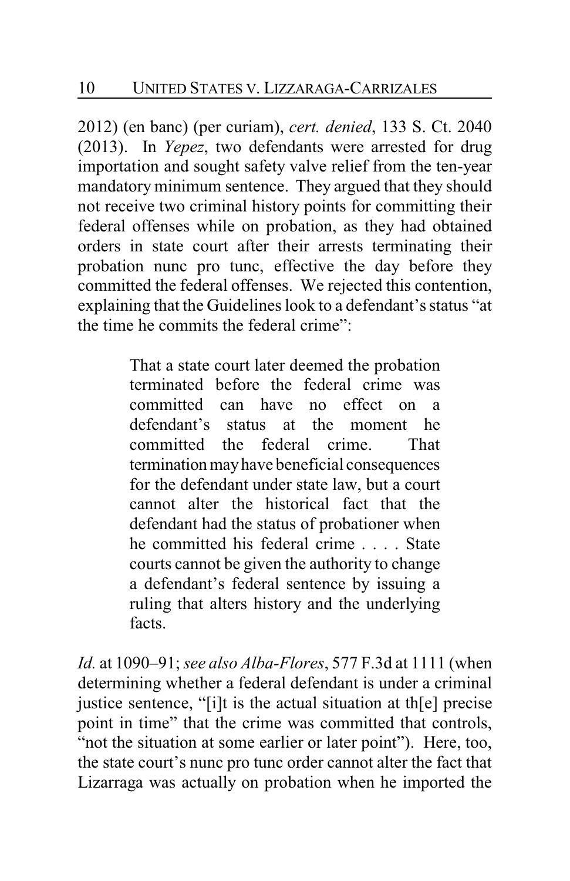2012) (en banc) (per curiam), *cert. denied*, 133 S. Ct. 2040 (2013). In *Yepez*, two defendants were arrested for drug importation and sought safety valve relief from the ten-year mandatory minimum sentence. They argued that they should not receive two criminal history points for committing their federal offenses while on probation, as they had obtained orders in state court after their arrests terminating their probation nunc pro tunc, effective the day before they committed the federal offenses. We rejected this contention, explaining that the Guidelines look to a defendant's status "at the time he commits the federal crime":

> That a state court later deemed the probation terminated before the federal crime was committed can have no effect on a defendant's status at the moment he committed the federal crime. That termination may have beneficial consequences for the defendant under state law, but a court cannot alter the historical fact that the defendant had the status of probationer when he committed his federal crime . . . . State courts cannot be given the authority to change a defendant's federal sentence by issuing a ruling that alters history and the underlying facts.

*Id.* at 1090–91; *see also Alba-Flores*, 577 F.3d at 1111 (when determining whether a federal defendant is under a criminal justice sentence, "[i]t is the actual situation at th[e] precise point in time" that the crime was committed that controls, "not the situation at some earlier or later point"). Here, too, the state court's nunc pro tunc order cannot alter the fact that Lizarraga was actually on probation when he imported the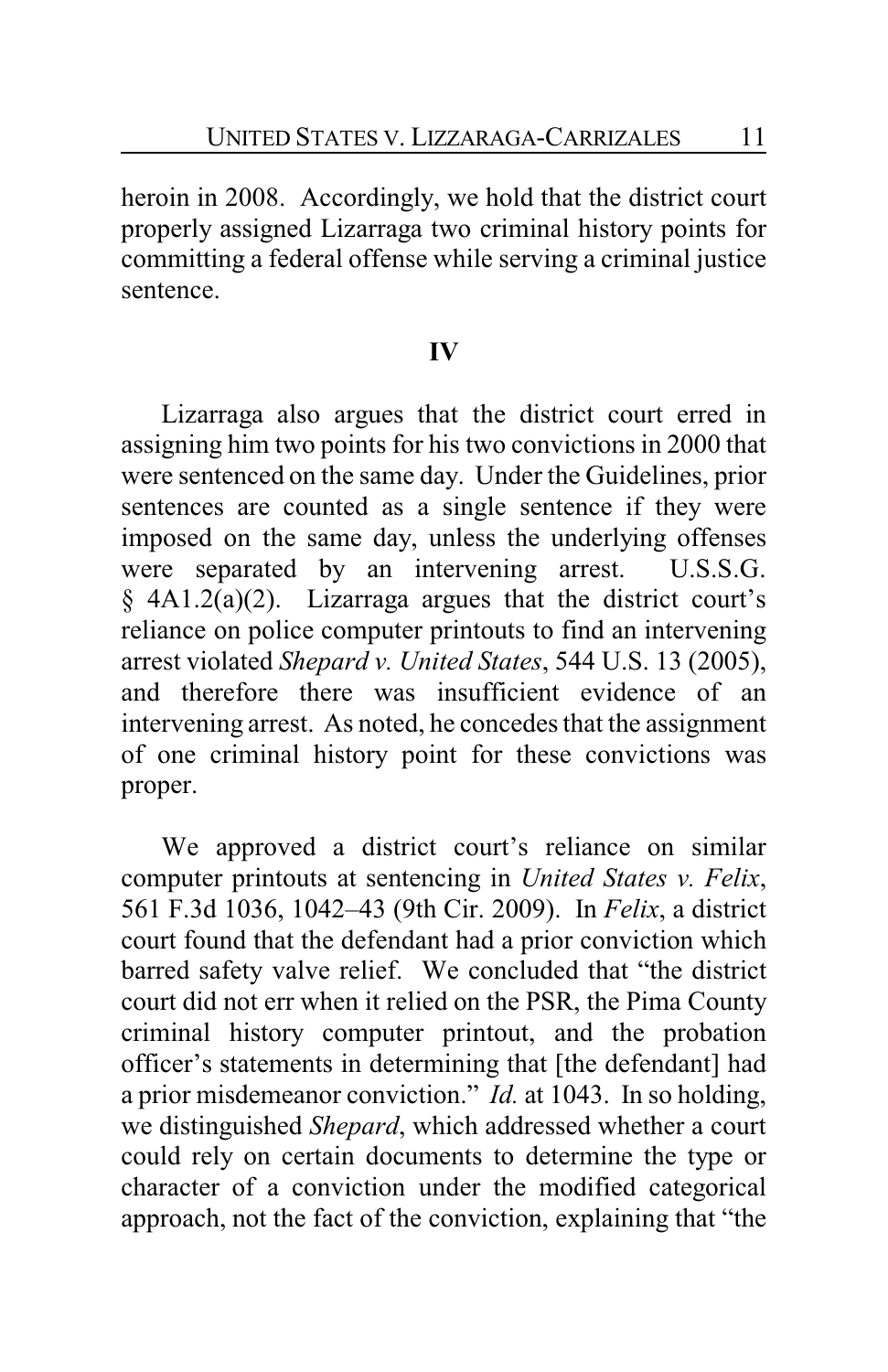heroin in 2008. Accordingly, we hold that the district court properly assigned Lizarraga two criminal history points for committing a federal offense while serving a criminal justice sentence.

## IV

Lizarraga also argues that the district court erred in assigning him two points for his two convictions in 2000 that were sentenced on the same day. Under the Guidelines, prior sentences are counted as a single sentence if they were imposed on the same day, unless the underlying offenses were separated by an intervening arrest. U.S.S.G. § 4A1.2(a)(2). Lizarraga argues that the district court's reliance on police computer printouts to find an intervening arrest violated *Shepard v. United States*, 544 U.S. 13 (2005), and therefore there was insufficient evidence of an intervening arrest. As noted, he concedes that the assignment of one criminal history point for these convictions was proper.

We approved a district court's reliance on similar computer printouts at sentencing in *United States v. Felix*, 561 F.3d 1036, 1042–43 (9th Cir. 2009). In *Felix*, a district court found that the defendant had a prior conviction which barred safety valve relief. We concluded that "the district court did not err when it relied on the PSR, the Pima County criminal history computer printout, and the probation officer's statements in determining that [the defendant] had a prior misdemeanor conviction." *Id.* at 1043. In so holding, we distinguished *Shepard*, which addressed whether a court could rely on certain documents to determine the type or character of a conviction under the modified categorical approach, not the fact of the conviction, explaining that "the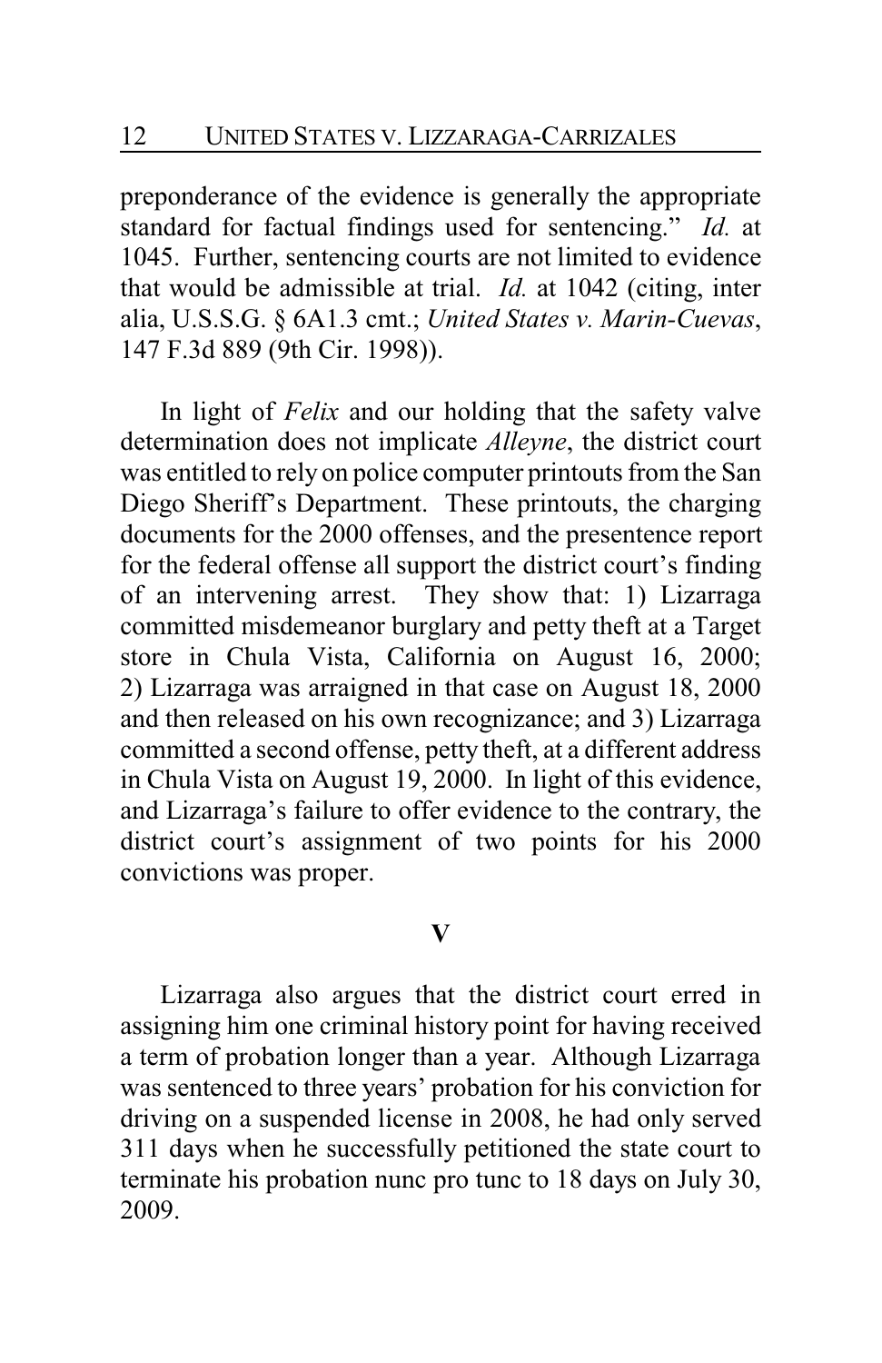preponderance of the evidence is generally the appropriate standard for factual findings used for sentencing." *Id.* at 1045. Further, sentencing courts are not limited to evidence that would be admissible at trial. *Id.* at 1042 (citing, inter alia, U.S.S.G. § 6A1.3 cmt.; *United States v. Marin-Cuevas*, 147 F.3d 889 (9th Cir. 1998)).

In light of *Felix* and our holding that the safety valve determination does not implicate *Alleyne*, the district court was entitled to rely on police computer printouts from the San Diego Sheriff's Department. These printouts, the charging documents for the 2000 offenses, and the presentence report for the federal offense all support the district court's finding of an intervening arrest. They show that: 1) Lizarraga committed misdemeanor burglary and petty theft at a Target store in Chula Vista, California on August 16, 2000; 2) Lizarraga was arraigned in that case on August 18, 2000 and then released on his own recognizance; and 3) Lizarraga committed a second offense, petty theft, at a different address in Chula Vista on August 19, 2000. In light of this evidence, and Lizarraga's failure to offer evidence to the contrary, the district court's assignment of two points for his 2000 convictions was proper.

## V

Lizarraga also argues that the district court erred in assigning him one criminal history point for having received a term of probation longer than a year. Although Lizarraga was sentenced to three years' probation for his conviction for driving on a suspended license in 2008, he had only served 311 days when he successfully petitioned the state court to terminate his probation nunc pro tunc to 18 days on July 30, 2009.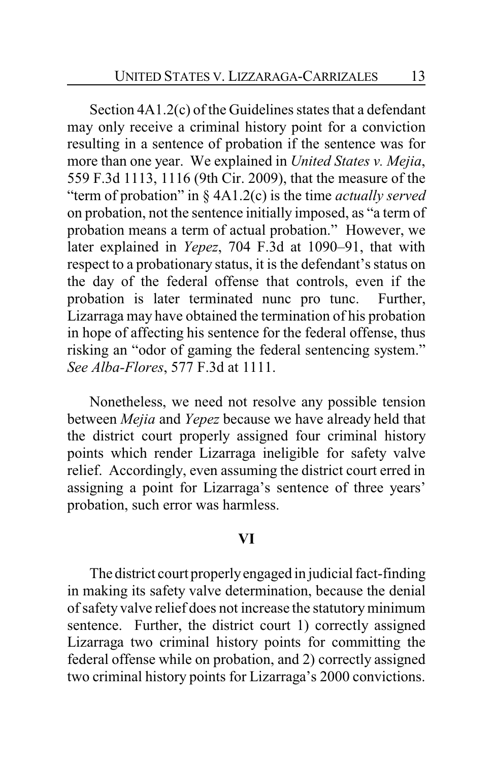Section 4A1.2(c) of the Guidelines states that a defendant may only receive a criminal history point for a conviction resulting in a sentence of probation if the sentence was for more than one year. We explained in *United States v. Mejia*, 559 F.3d 1113, 1116 (9th Cir. 2009), that the measure of the "term of probation" in § 4A1.2(c) is the time *actually served* on probation, not the sentence initially imposed, as "a term of probation means a term of actual probation." However, we later explained in *Yepez*, 704 F.3d at 1090–91, that with respect to a probationary status, it is the defendant's status on the day of the federal offense that controls, even if the probation is later terminated nunc pro tunc. Further, Lizarraga may have obtained the termination of his probation in hope of affecting his sentence for the federal offense, thus risking an "odor of gaming the federal sentencing system." *See Alba-Flores*, 577 F.3d at 1111.

Nonetheless, we need not resolve any possible tension between *Mejia* and *Yepez* because we have already held that the district court properly assigned four criminal history points which render Lizarraga ineligible for safety valve relief. Accordingly, even assuming the district court erred in assigning a point for Lizarraga's sentence of three years' probation, such error was harmless.

## VI

The district court properly engaged in judicial fact-finding in making its safety valve determination, because the denial of safety valve relief does not increase the statutory minimum sentence. Further, the district court 1) correctly assigned Lizarraga two criminal history points for committing the federal offense while on probation, and 2) correctly assigned two criminal history points for Lizarraga's 2000 convictions.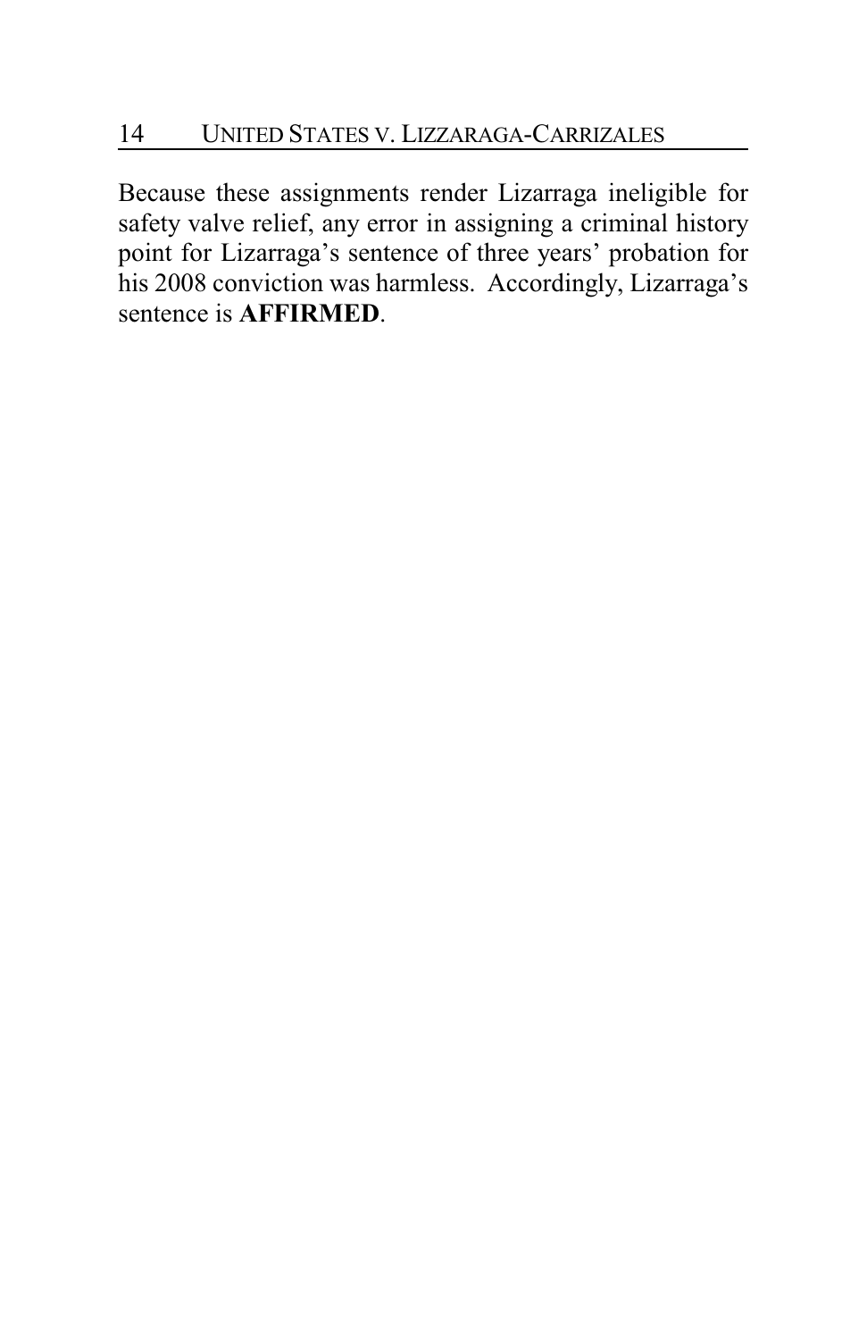Because these assignments render Lizarraga ineligible for safety valve relief, any error in assigning a criminal history point for Lizarraga's sentence of three years' probation for his 2008 conviction was harmless. Accordingly, Lizarraga's sentence is **AFFIRMED**.